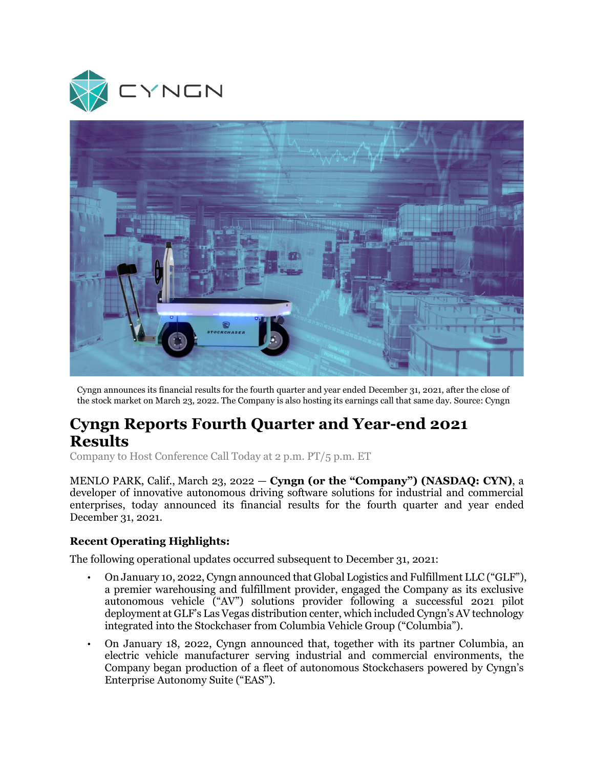Cyngn announces its financial results for the fourth quarter and year ended December 31, 2021, after the close of the stock market on March 23, 2022. The Company is also hosting its earnings call that same day. Source: Cyngn

# Cyngn Reports Fourth Quarter and Year-end 2021 Results

Company to Host Conference Call Today at 2 p.m. PT/5 p.m. ET

MENLO PARK, Calif., March 23, 2022 — **Cyngn (or the "Company") (NASDAQ: CYN)**, a developer of innovative autonomous driving software solutions for industrial and commercial enterprises, today announced its financial results for the fourth quarter and year ended December 31, 2021.

### Recent Operating Highlights:

The following operational updates occurred subsequent to December 31, 2021:

- On January 10, 2022, Cyngn announced that Global Logistics and Fulfillment LLC ("GLF"), a premier warehousing and fulfillment provider, engaged the Company as its exclusive autonomous vehicle ("AV") solutions provider following a successful 2021 pilot deployment at GLF's Las Vegas distribution center, which included Cyngn's AV technology integrated into the Stockchaser from Columbia Vehicle Group ("Columbia").
- On January 18, 2022, Cyngn announced that, together with its partner Columbia, an electric vehicle manufacturer serving industrial and commercial environments, the Company began production of a fleet of autonomous Stockchasers powered by Cyngn's Enterprise Autonomy Suite ("EAS").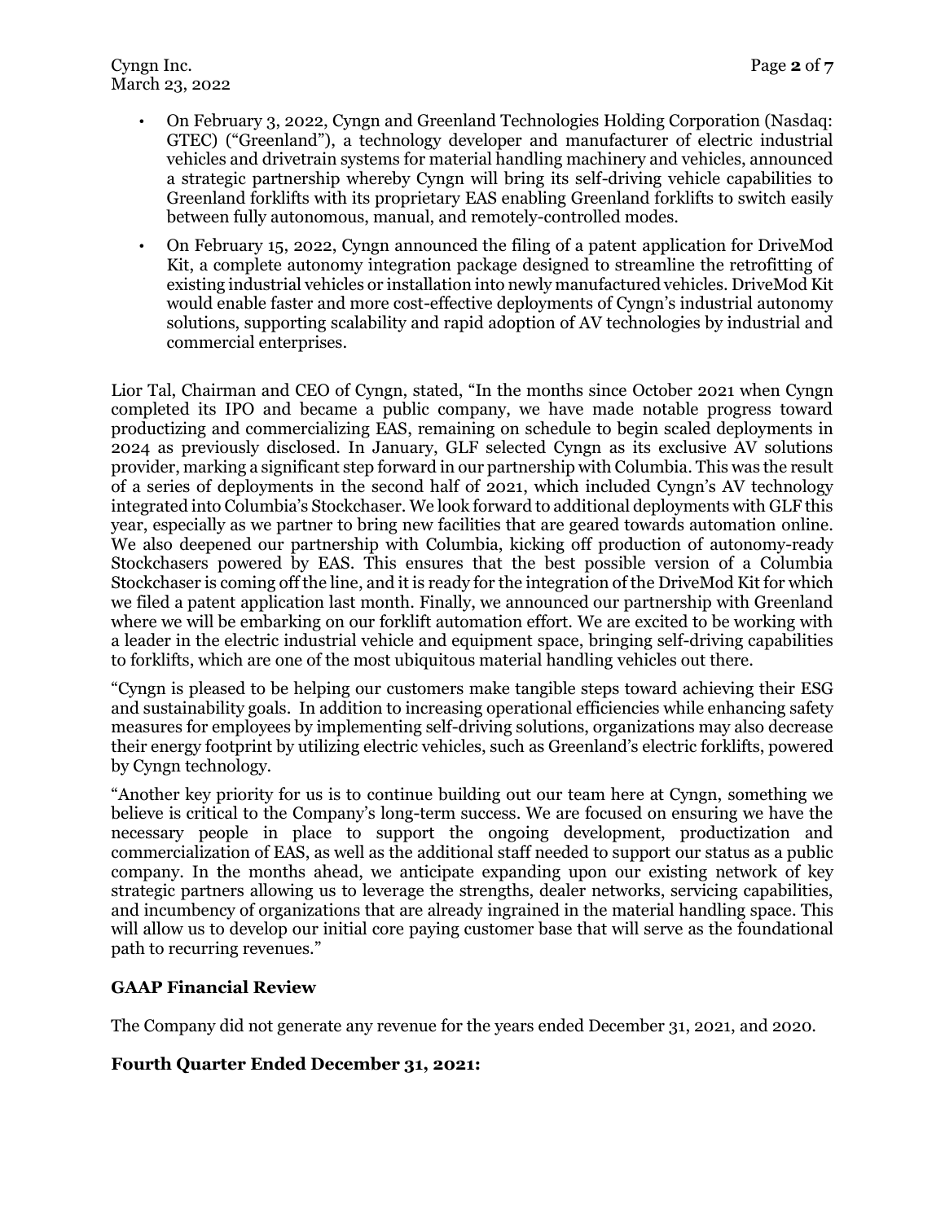- On February 3, 2022, Cyngn and Greenland Technologies Holding Corporation (Nasdaq: GTEC) ("Greenland"), a technology developer and manufacturer of electric industrial vehicles and drivetrain systems for material handling machinery and vehicles, announced a strategic partnership whereby Cyngn will bring its self-driving vehicle capabilities to Greenland forklifts with its proprietary EAS enabling Greenland forklifts to switch easily between fully autonomous, manual, and remotely-controlled modes.
- On February 15, 2022, Cyngn announced the filing of a patent application for DriveMod Kit, a complete autonomy integration package designed to streamline the retrofitting of existing industrial vehicles or installation into newly manufactured vehicles. DriveMod Kit would enable faster and more cost-effective deployments of Cyngn's industrial autonomy solutions, supporting scalability and rapid adoption of AV technologies by industrial and commercial enterprises.

Lior Tal, Chairman and CEO of Cyngn, stated, "In the months since October 2021 when Cyngn completed its IPO and became a public company, we have made notable progress toward productizing and commercializing EAS, remaining on schedule to begin scaled deployments in 2024 as previously disclosed. In January, GLF selected Cyngn as its exclusive AV solutions provider, marking a significant step forward in our partnership with Columbia. This was the result of a series of deployments in the second half of 2021, which included Cyngn's AV technology integrated into Columbia's Stockchaser. We look forward to additional deployments with GLF this year, especially as we partner to bring new facilities that are geared towards automation online. We also deepened our partnership with Columbia, kicking off production of autonomy-ready Stockchasers powered by EAS. This ensures that the best possible version of a Columbia Stockchaser is coming off the line, and it is ready for the integration of the DriveMod Kit for which we filed a patent application last month. Finally, we announced our partnership with Greenland where we will be embarking on our forklift automation effort. We are excited to be working with a leader in the electric industrial vehicle and equipment space, bringing self-driving capabilities to forklifts, which are one of the most ubiquitous material handling vehicles out there.

"Cyngn is pleased to be helping our customers make tangible steps toward achieving their ESG and sustainability goals. In addition to increasing operational efficiencies while enhancing safety measures for employees by implementing self-driving solutions, organizations may also decrease their energy footprint by utilizing electric vehicles, such as Greenland's electric forklifts, powered by Cyngn technology.

"Another key priority for us is to continue building out our team here at Cyngn, something we believe is critical to the Company's long-term success. We are focused on ensuring we have the necessary people in place to support the ongoing development, productization and commercialization of EAS, as well as the additional staff needed to support our status as a public company. In the months ahead, we anticipate expanding upon our existing network of key strategic partners allowing us to leverage the strengths, dealer networks, servicing capabilities, and incumbency of organizations that are already ingrained in the material handling space. This will allow us to develop our initial core paying customer base that will serve as the foundational path to recurring revenues."

## GAAP Financial Review

The Company did not generate any revenue for the years ended December 31, 2021, and 2020.

## Fourth Quarter Ended December 31, 2021: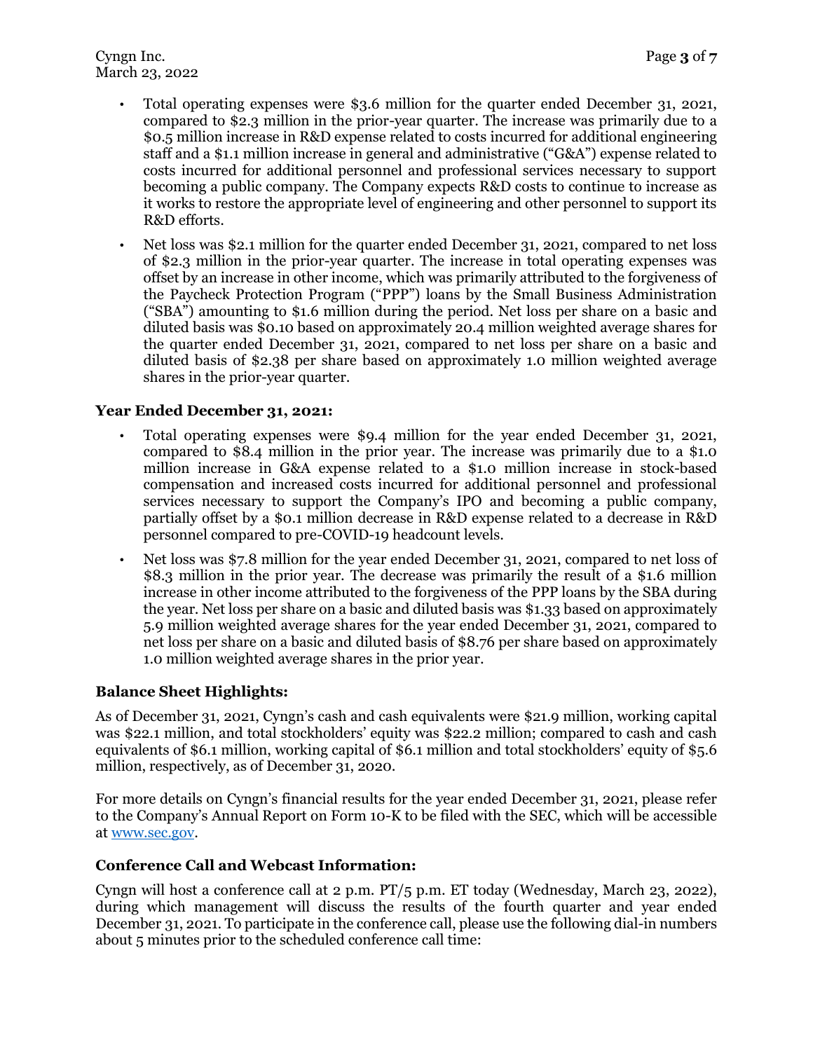- Total operating expenses were $3.6 million for the quarter ended December 31, 2021, compared to $2.3 million in the prior-year quarter. The increase was primarily due to a $0.5 million increase in R&D expense related to costs incurred for additional engineering staff and a $1.1 million increase in general and administrative ("G&A") expense related to costs incurred for additional personnel and professional services necessary to support becoming a public company. The Company expects R&D costs to continue to increase as it works to restore the appropriate level of engineering and other personnel to support its R&D efforts.
- Net loss was $2.1 million for the quarter ended December 31, 2021, compared to net loss of $2.3 million in the prior-year quarter. The increase in total operating expenses was offset by an increase in other income, which was primarily attributed to the forgiveness of the Paycheck Protection Program ("PPP") loans by the Small Business Administration ("SBA") amounting to $1.6 million during the period. Net loss per share on a basic and diluted basis was $0.10 based on approximately 20.4 million weighted average shares for the quarter ended December 31, 2021, compared to net loss per share on a basic and diluted basis of $2.38 per share based on approximately 1.0 million weighted average shares in the prior-year quarter.

### Year Ended December 31, 2021:

- Total operating expenses were $9.4 million for the year ended December 31, 2021, compared to $8.4 million in the prior year. The increase was primarily due to a $1.0 million increase in G&A expense related to a $1.0 million increase in stock-based compensation and increased costs incurred for additional personnel and professional services necessary to support the Company's IPO and becoming a public company, partially offset by a $0.1 million decrease in R&D expense related to a decrease in R&D personnel compared to pre-COVID-19 headcount levels.
- Net loss was $7.8 million for the year ended December 31, 2021, compared to net loss of $8.3 million in the prior year. The decrease was primarily the result of a $1.6 million increase in other income attributed to the forgiveness of the PPP loans by the SBA during the year. Net loss per share on a basic and diluted basis was $1.33 based on approximately 5.9 million weighted average shares for the year ended December 31, 2021, compared to net loss per share on a basic and diluted basis of $8.76 per share based on approximately 1.0 million weighted average shares in the prior year.

### Balance Sheet Highlights:

As of December 31, 2021, Cyngn's cash and cash equivalents were $21.9 million, working capital was $22.1 million, and total stockholders' equity was $22.2 million; compared to cash and cash equivalents of $6.1 million, working capital of $6.1 million and total stockholders' equity of $5.6 million, respectively, as of December 31, 2020.

For more details on Cyngn's financial results for the year ended December 31, 2021, please refer to the Company's Annual Report on Form 10-K to be filed with the SEC, which will be accessible at www.sec.gov.

### Conference Call and Webcast Information:

Cyngn will host a conference call at 2 p.m. PT/5 p.m. ET today (Wednesday, March 23, 2022), during which management will discuss the results of the fourth quarter and year ended December 31, 2021. To participate in the conference call, please use the following dial-in numbers about 5 minutes prior to the scheduled conference call time: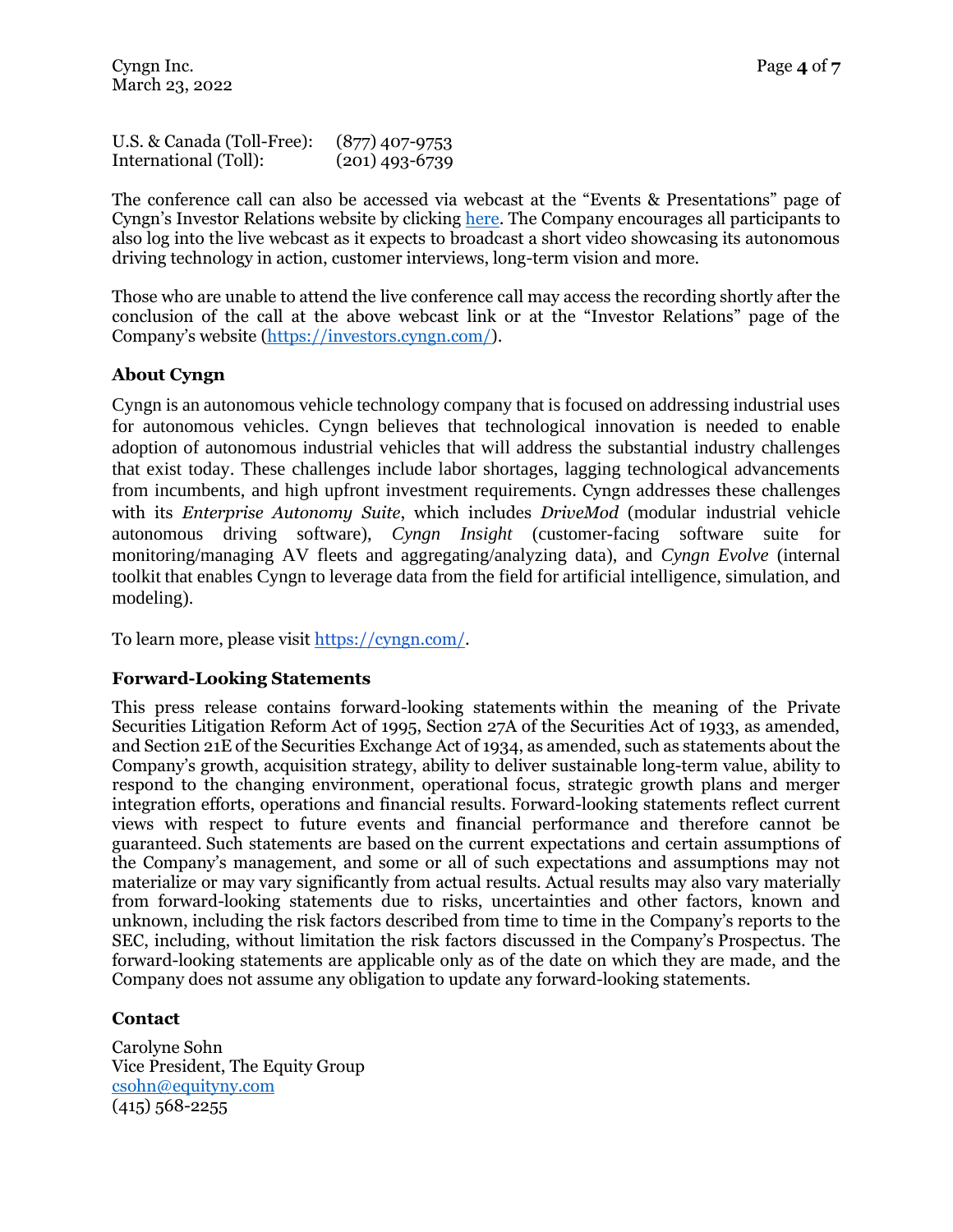U.S. & Canada (Toll-Free): (877) 407-9753
International (Toll): (201) 493-6739

The conference call can also be accessed via webcast at the "Events & Presentations" page of Cyngn's Investor Relations website by clicking here. The Company encourages all participants to also log into the live webcast as it expects to broadcast a short video showcasing its autonomous driving technology in action, customer interviews, long-term vision and more.

Those who are unable to attend the live conference call may access the recording shortly after the conclusion of the call at the above webcast link or at the "Investor Relations" page of the Company's website (https://investors.cyngn.com/).

### About Cyngn

Cyngn is an autonomous vehicle technology company that is focused on addressing industrial uses for autonomous vehicles. Cyngn believes that technological innovation is needed to enable adoption of autonomous industrial vehicles that will address the substantial industry challenges that exist today. These challenges include labor shortages, lagging technological advancements from incumbents, and high upfront investment requirements. Cyngn addresses these challenges with its *Enterprise Autonomy Suite*, which includes *DriveMod* (modular industrial vehicle autonomous driving software), *Cyngn Insight* (customer-facing software suite for monitoring/managing AV fleets and aggregating/analyzing data), and *Cyngn Evolve* (internal toolkit that enables Cyngn to leverage data from the field for artificial intelligence, simulation, and modeling).

To learn more, please visit https://cyngn.com/.

### Forward-Looking Statements

This press release contains forward-looking statements within the meaning of the Private Securities Litigation Reform Act of 1995, Section 27A of the Securities Act of 1933, as amended, and Section 21E of the Securities Exchange Act of 1934, as amended, such as statements about the Company's growth, acquisition strategy, ability to deliver sustainable long-term value, ability to respond to the changing environment, operational focus, strategic growth plans and merger integration efforts, operations and financial results. Forward-looking statements reflect current views with respect to future events and financial performance and therefore cannot be guaranteed. Such statements are based on the current expectations and certain assumptions of the Company's management, and some or all of such expectations and assumptions may not materialize or may vary significantly from actual results. Actual results may also vary materially from forward-looking statements due to risks, uncertainties and other factors, known and unknown, including the risk factors described from time to time in the Company's reports to the SEC, including, without limitation the risk factors discussed in the Company's Prospectus. The forward-looking statements are applicable only as of the date on which they are made, and the Company does not assume any obligation to update any forward-looking statements.

### Contact

Carolyne Sohn
Vice President, The Equity Group
csohn@equityny.com
(415) 568-2255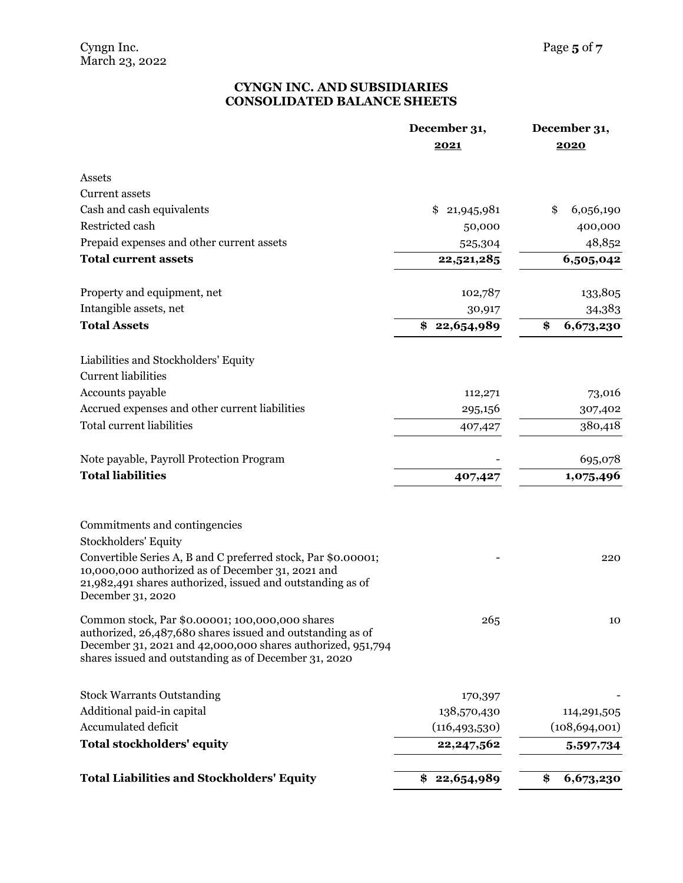## CYNGN INC. AND SUBSIDIARIES
## CONSOLIDATED BALANCE SHEETS

| | December 31, 2021 | December 31, 2020 |
|---|---|---|
| Assets | | |
| Current assets | | |
| Cash and cash equivalents | $ 21,945,981 | $ 6,056,190 |
| Restricted cash | 50,000 | 400,000 |
| Prepaid expenses and other current assets | 525,304 | 48,852 |
| **Total current assets** | **22,521,285** | **6,505,042** |
| Property and equipment, net | 102,787 | 133,805 |
| Intangible assets, net | 30,917 | 34,383 |
| **Total Assets** | **$ 22,654,989** | **$ 6,673,230** |
| Liabilities and Stockholders' Equity | | |
| Current liabilities | | |
| Accounts payable | 112,271 | 73,016 |
| Accrued expenses and other current liabilities | 295,156 | 307,402 |
| Total current liabilities | 407,427 | 380,418 |
| Note payable, Payroll Protection Program | - | 695,078 |
| **Total liabilities** | **407,427** | **1,075,496** |
| Commitments and contingencies | | |
| Stockholders' Equity | | |
| Convertible Series A, B and C preferred stock, Par $0.00001; 10,000,000 authorized as of December 31, 2021 and 21,982,491 shares authorized, issued and outstanding as of December 31, 2020 | - | 220 |
| Common stock, Par $0.00001; 100,000,000 shares authorized, 26,487,680 shares issued and outstanding as of December 31, 2021 and 42,000,000 shares authorized, 951,794 shares issued and outstanding as of December 31, 2020 | 265 | 10 |
| Stock Warrants Outstanding | 170,397 | - |
| Additional paid-in capital | 138,570,430 | 114,291,505 |
| Accumulated deficit | (116,493,530) | (108,694,001) |
| **Total stockholders' equity** | **22,247,562** | **5,597,734** |
| **Total Liabilities and Stockholders' Equity** | **$ 22,654,989** | **$ 6,673,230** |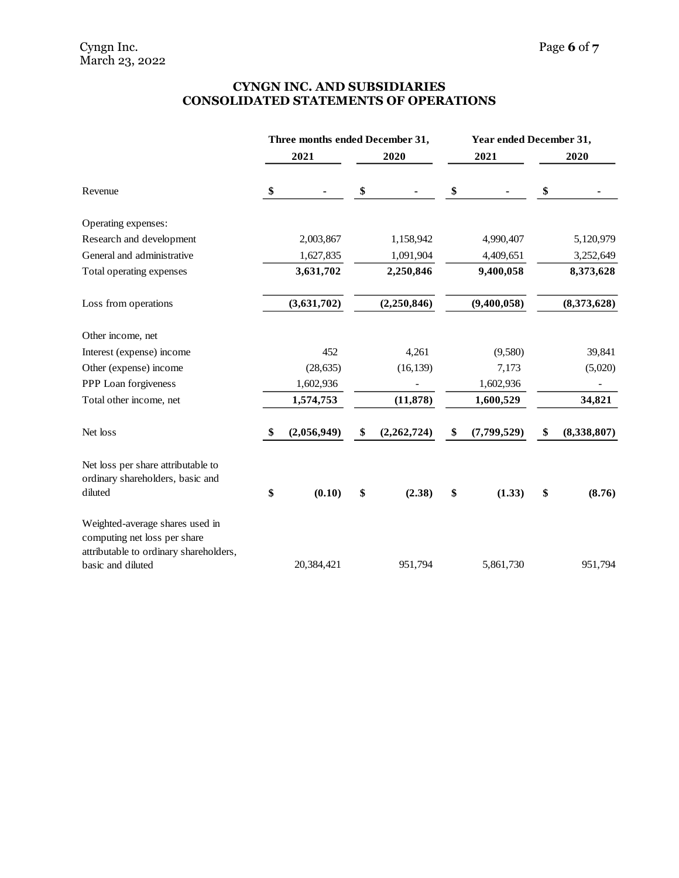## CYNGN INC. AND SUBSIDIARIES
## CONSOLIDATED STATEMENTS OF OPERATIONS

| | Three months ended December 31, | | Year ended December 31, | |
|---|---|---|---|---|
| | 2021 | 2020 | 2021 | 2020 |
| Revenue | $ - | $ - | $ - | $ - |
| Operating expenses: | | | | |
| Research and development | 2,003,867 | 1,158,942 | 4,990,407 | 5,120,979 |
| General and administrative | 1,627,835 | 1,091,904 | 4,409,651 | 3,252,649 |
| Total operating expenses | **3,631,702** | **2,250,846** | **9,400,058** | **8,373,628** |
| Loss from operations | **(3,631,702)** | **(2,250,846)** | **(9,400,058)** | **(8,373,628)** |
| Other income, net | | | | |
| Interest (expense) income | 452 | 4,261 | (9,580) | 39,841 |
| Other (expense) income | (28,635) | (16,139) | 7,173 | (5,020) |
| PPP Loan forgiveness | 1,602,936 | - | 1,602,936 | - |
| Total other income, net | **1,574,753** | **(11,878)** | **1,600,529** | **34,821** |
| Net loss | **$ (2,056,949)** | **$ (2,262,724)** | **$ (7,799,529)** | **$ (8,338,807)** |
| Net loss per share attributable to ordinary shareholders, basic and diluted | **$ (0.10)** | **$ (2.38)** | **$ (1.33)** | **$ (8.76)** |
| Weighted-average shares used in computing net loss per share attributable to ordinary shareholders, basic and diluted | 20,384,421 | 951,794 | 5,861,730 | 951,794 |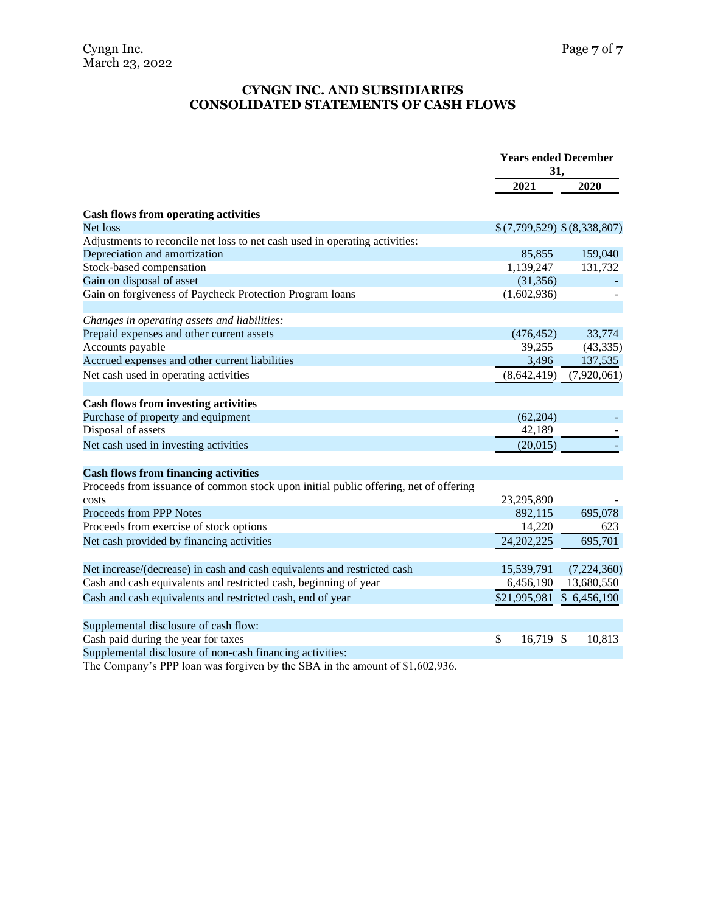## CYNGN INC. AND SUBSIDIARIES
## CONSOLIDATED STATEMENTS OF CASH FLOWS

| | Years ended December 31, | |
|---|---|---|
| | **2021** | **2020** |
| **Cash flows from operating activities** | | |
| Net loss | $ (7,799,529) | $ (8,338,807) |
| Adjustments to reconcile net loss to net cash used in operating activities: | | |
| Depreciation and amortization | 85,855 | 159,040 |
| Stock-based compensation | 1,139,247 | 131,732 |
| Gain on disposal of asset | (31,356) | - |
| Gain on forgiveness of Paycheck Protection Program loans | (1,602,936) | - |
| | | |
| *Changes in operating assets and liabilities:* | | |
| Prepaid expenses and other current assets | (476,452) | 33,774 |
| Accounts payable | 39,255 | (43,335) |
| Accrued expenses and other current liabilities | 3,496 | 137,535 |
| Net cash used in operating activities | (8,642,419) | (7,920,061) |
| | | |
| **Cash flows from investing activities** | | |
| Purchase of property and equipment | (62,204) | - |
| Disposal of assets | 42,189 | - |
| Net cash used in investing activities | (20,015) | - |
| | | |
| **Cash flows from financing activities** | | |
| Proceeds from issuance of common stock upon initial public offering, net of offering costs | 23,295,890 | - |
| Proceeds from PPP Notes | 892,115 | 695,078 |
| Proceeds from exercise of stock options | 14,220 | 623 |
| Net cash provided by financing activities | 24,202,225 | 695,701 |
| | | |
| Net increase/(decrease) in cash and cash equivalents and restricted cash | 15,539,791 | (7,224,360) |
| Cash and cash equivalents and restricted cash, beginning of year | 6,456,190 | 13,680,550 |
| Cash and cash equivalents and restricted cash, end of year | $21,995,981 | $ 6,456,190 |
| | | |
| Supplemental disclosure of cash flow: | | |
| Cash paid during the year for taxes | $ 16,719 | $ 10,813 |
| Supplemental disclosure of non-cash financing activities: | | |

The Company's PPP loan was forgiven by the SBA in the amount of $1,602,936.